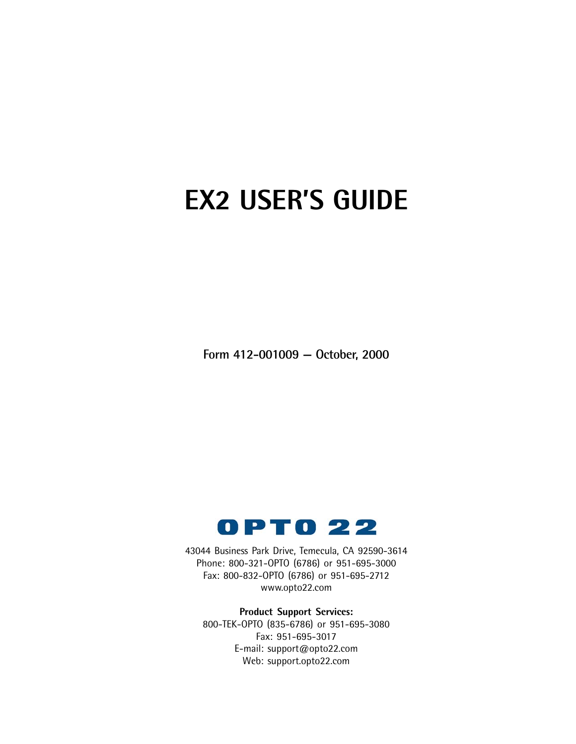# EX2 USER'S GUIDE

**Form 412-001009 — October, 2000**

OPTO 22

43044 Business Park Drive, Temecula, CA 92590-3614
Phone: 800-321-OPTO (6786) or 951-695-3000
Fax: 800-832-OPTO (6786) or 951-695-2712
www.opto22.com

**Product Support Services:**
800-TEK-OPTO (835-6786) or 951-695-3080
Fax: 951-695-3017
E-mail: support@opto22.com
Web: support.opto22.com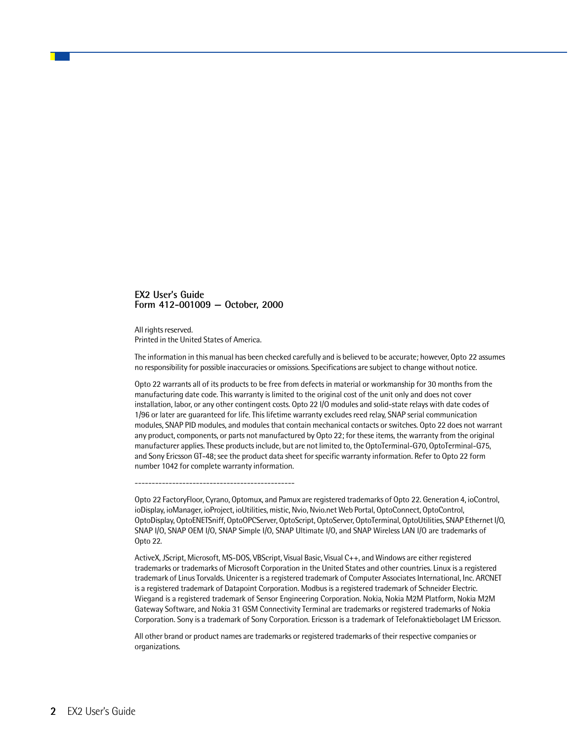**EX2 User's Guide**
**Form 412-001009 — October, 2000**

All rights reserved.
Printed in the United States of America.

The information in this manual has been checked carefully and is believed to be accurate; however, Opto 22 assumes no responsibility for possible inaccuracies or omissions. Specifications are subject to change without notice.

Opto 22 warrants all of its products to be free from defects in material or workmanship for 30 months from the manufacturing date code. This warranty is limited to the original cost of the unit only and does not cover installation, labor, or any other contingent costs. Opto 22 I/O modules and solid-state relays with date codes of 1/96 or later are guaranteed for life. This lifetime warranty excludes reed relay, SNAP serial communication modules, SNAP PID modules, and modules that contain mechanical contacts or switches. Opto 22 does not warrant any product, components, or parts not manufactured by Opto 22; for these items, the warranty from the original manufacturer applies. These products include, but are not limited to, the OptoTerminal-G70, OptoTerminal-G75, and Sony Ericsson GT-48; see the product data sheet for specific warranty information. Refer to Opto 22 form number 1042 for complete warranty information.

-----------------------------------------------

Opto 22 FactoryFloor, Cyrano, Optomux, and Pamux are registered trademarks of Opto 22. Generation 4, ioControl, ioDisplay, ioManager, ioProject, ioUtilities, mistic, Nvio, Nvio.net Web Portal, OptoConnect, OptoControl, OptoDisplay, OptoENETSniff, OptoOPCServer, OptoScript, OptoServer, OptoTerminal, OptoUtilities, SNAP Ethernet I/O, SNAP I/O, SNAP OEM I/O, SNAP Simple I/O, SNAP Ultimate I/O, and SNAP Wireless LAN I/O are trademarks of Opto 22.

ActiveX, JScript, Microsoft, MS-DOS, VBScript, Visual Basic, Visual C++, and Windows are either registered trademarks or trademarks of Microsoft Corporation in the United States and other countries. Linux is a registered trademark of Linus Torvalds. Unicenter is a registered trademark of Computer Associates International, Inc. ARCNET is a registered trademark of Datapoint Corporation. Modbus is a registered trademark of Schneider Electric. Wiegand is a registered trademark of Sensor Engineering Corporation. Nokia, Nokia M2M Platform, Nokia M2M Gateway Software, and Nokia 31 GSM Connectivity Terminal are trademarks or registered trademarks of Nokia Corporation. Sony is a trademark of Sony Corporation. Ericsson is a trademark of Telefonaktiebolaget LM Ericsson.

All other brand or product names are trademarks or registered trademarks of their respective companies or organizations.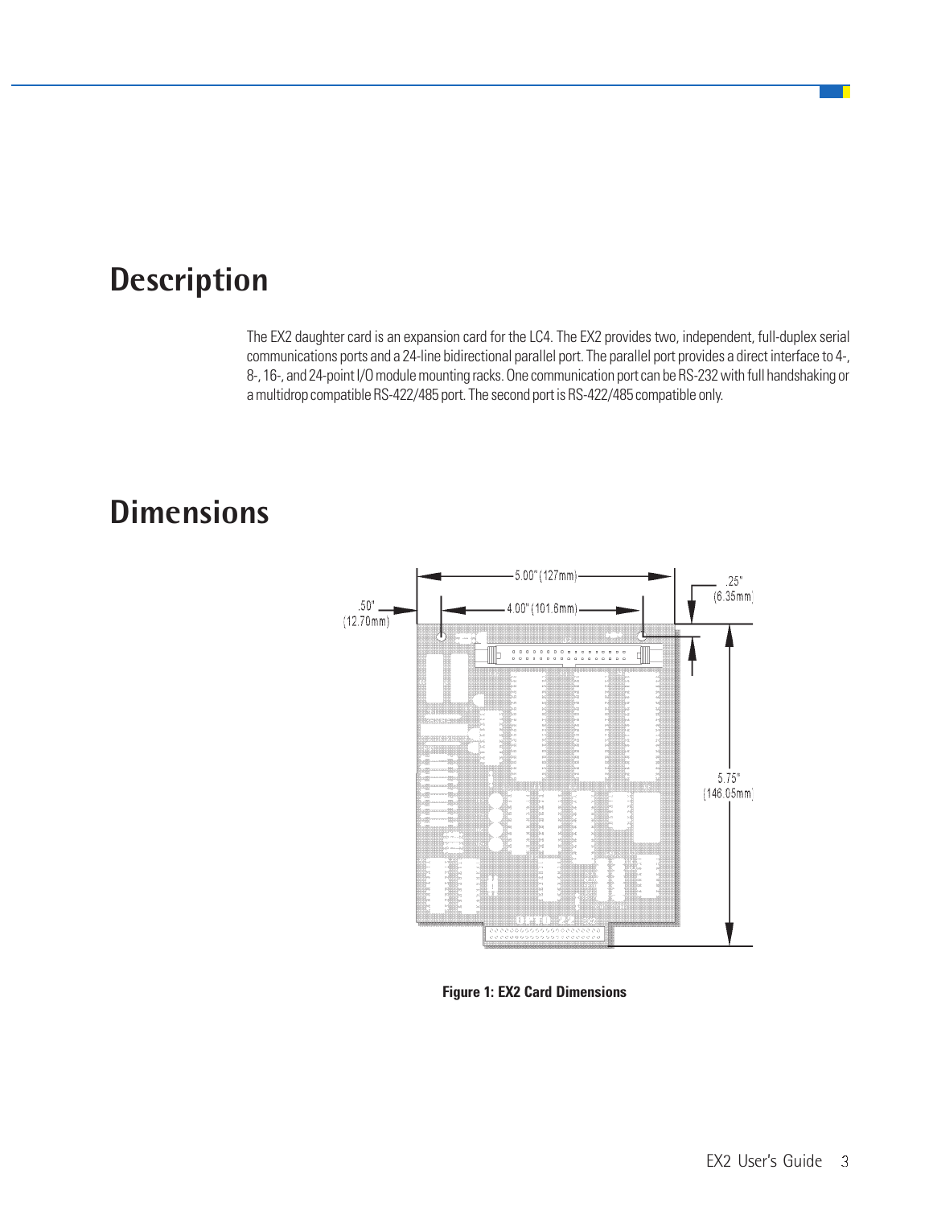# Description

The EX2 daughter card is an expansion card for the LC4. The EX2 provides two, independent, full-duplex serial communications ports and a 24-line bidirectional parallel port. The parallel port provides a direct interface to 4-, 8-, 16-, and 24-point I/O module mounting racks. One communication port can be RS-232 with full handshaking or a multidrop compatible RS-422/485 port. The second port is RS-422/485 compatible only.

# Dimensions

**Figure 1: EX2 Card Dimensions**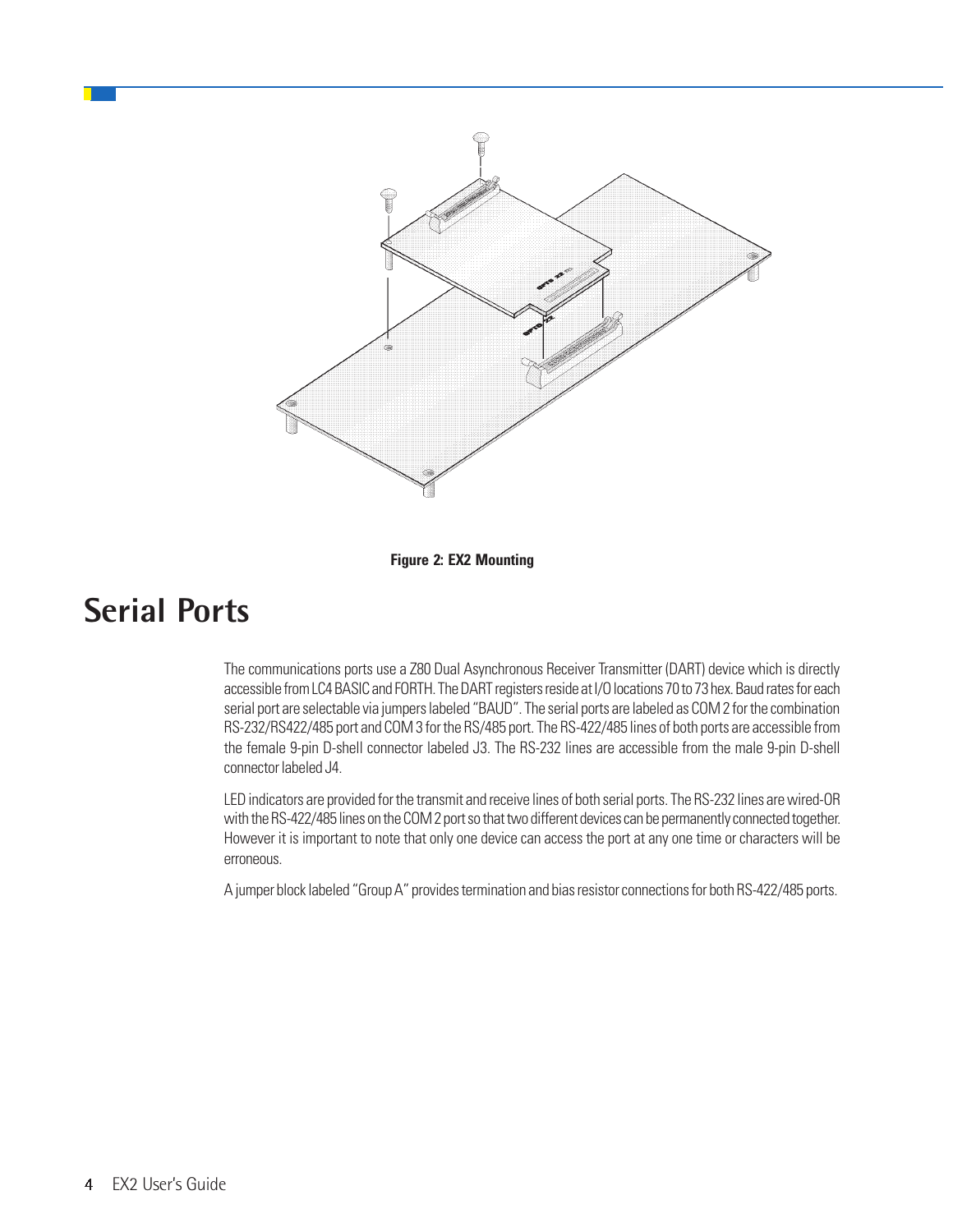Figure 2: EX2 Mounting

# Serial Ports

The communications ports use a Z80 Dual Asynchronous Receiver Transmitter (DART) device which is directly accessible from LC4 BASIC and FORTH. The DART registers reside at I/O locations 70 to 73 hex. Baud rates for each serial port are selectable via jumpers labeled "BAUD". The serial ports are labeled as COM 2 for the combination RS-232/RS422/485 port and COM 3 for the RS/485 port. The RS-422/485 lines of both ports are accessible from the female 9-pin D-shell connector labeled J3. The RS-232 lines are accessible from the male 9-pin D-shell connector labeled J4.

LED indicators are provided for the transmit and receive lines of both serial ports. The RS-232 lines are wired-OR with the RS-422/485 lines on the COM 2 port so that two different devices can be permanently connected together. However it is important to note that only one device can access the port at any one time or characters will be erroneous.

A jumper block labeled "Group A" provides termination and bias resistor connections for both RS-422/485 ports.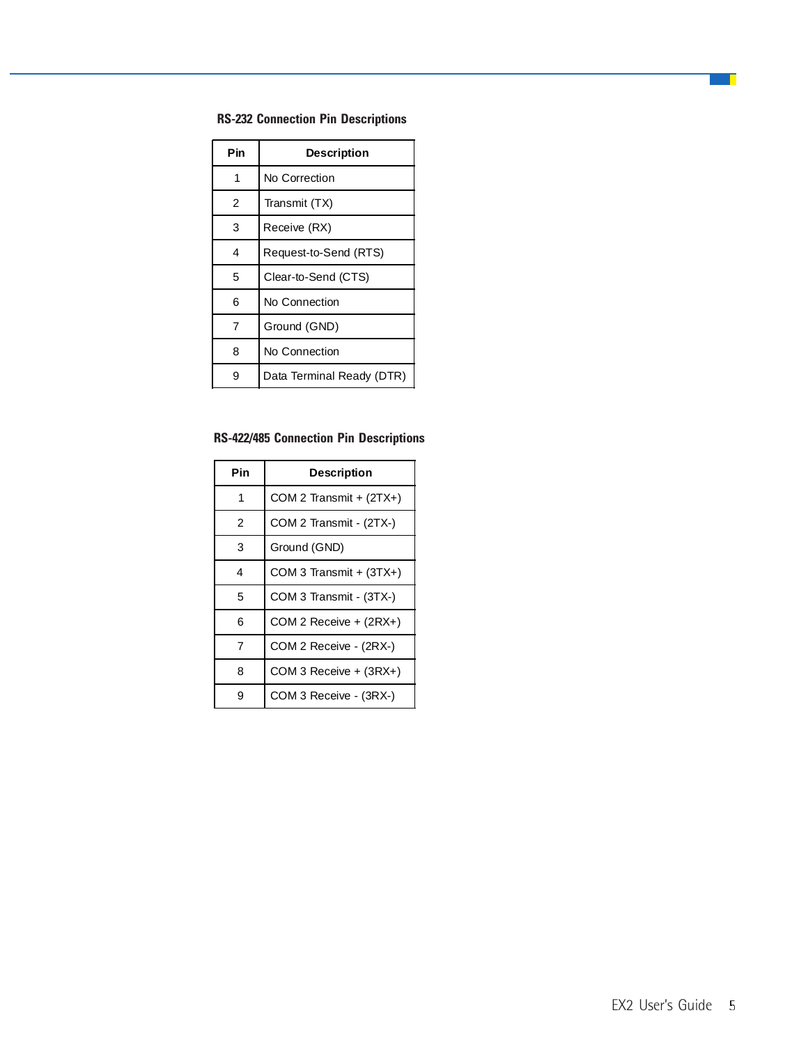**RS-232 Connection Pin Descriptions**

| Pin | Description |
|---|---|
| 1 | No Correction |
| 2 | Transmit (TX) |
| 3 | Receive (RX) |
| 4 | Request-to-Send (RTS) |
| 5 | Clear-to-Send (CTS) |
| 6 | No Connection |
| 7 | Ground (GND) |
| 8 | No Connection |
| 9 | Data Terminal Ready (DTR) |

**RS-422/485 Connection Pin Descriptions**

| Pin | Description |
|---|---|
| 1 | COM 2 Transmit + (2TX+) |
| 2 | COM 2 Transmit - (2TX-) |
| 3 | Ground (GND) |
| 4 | COM 3 Transmit + (3TX+) |
| 5 | COM 3 Transmit - (3TX-) |
| 6 | COM 2 Receive + (2RX+) |
| 7 | COM 2 Receive - (2RX-) |
| 8 | COM 3 Receive + (3RX+) |
| 9 | COM 3 Receive - (3RX-) |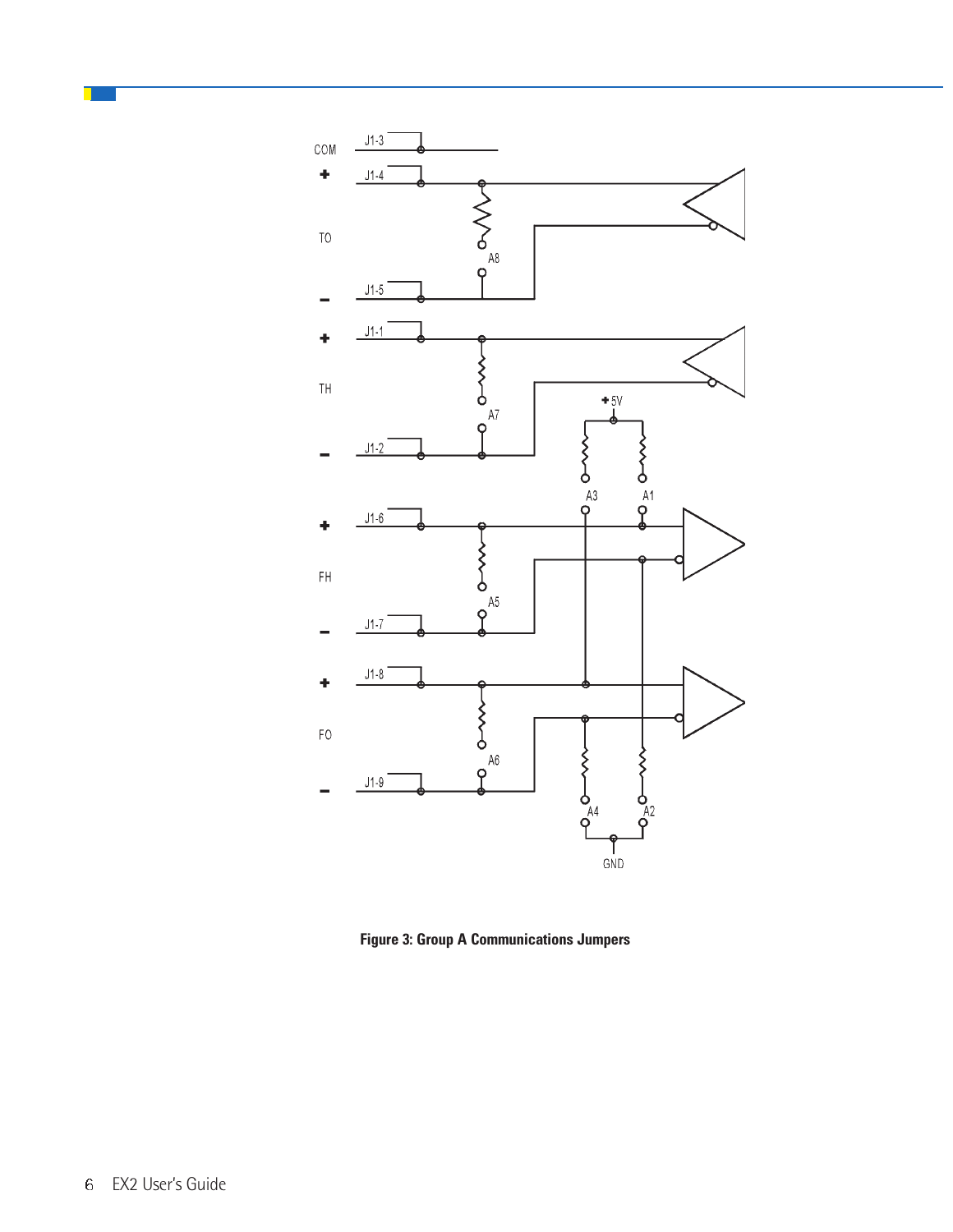Figure 3: Group A Communications Jumpers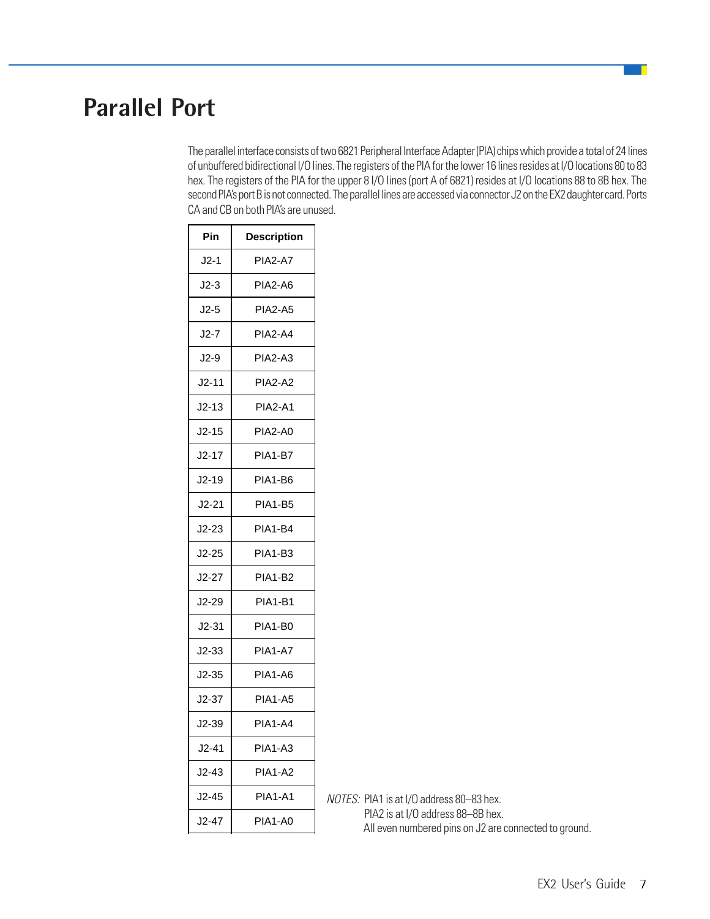# Parallel Port

The parallel interface consists of two 6821 Peripheral Interface Adapter (PIA) chips which provide a total of 24 lines of unbuffered bidirectional I/O lines. The registers of the PIA for the lower 16 lines resides at I/O locations 80 to 83 hex. The registers of the PIA for the upper 8 I/O lines (port A of 6821) resides at I/O locations 88 to 8B hex. The second PIA's port B is not connected. The parallel lines are accessed via connector J2 on the EX2 daughter card. Ports CA and CB on both PIA's are unused.

| Pin | Description |
|---|---|
| J2-1 | PIA2-A7 |
| J2-3 | PIA2-A6 |
| J2-5 | PIA2-A5 |
| J2-7 | PIA2-A4 |
| J2-9 | PIA2-A3 |
| J2-11 | PIA2-A2 |
| J2-13 | PIA2-A1 |
| J2-15 | PIA2-A0 |
| J2-17 | PIA1-B7 |
| J2-19 | PIA1-B6 |
| J2-21 | PIA1-B5 |
| J2-23 | PIA1-B4 |
| J2-25 | PIA1-B3 |
| J2-27 | PIA1-B2 |
| J2-29 | PIA1-B1 |
| J2-31 | PIA1-B0 |
| J2-33 | PIA1-A7 |
| J2-35 | PIA1-A6 |
| J2-37 | PIA1-A5 |
| J2-39 | PIA1-A4 |
| J2-41 | PIA1-A3 |
| J2-43 | PIA1-A2 |
| J2-45 | PIA1-A1 |
| J2-47 | PIA1-A0 |

*NOTES:* PIA1 is at I/O address 80–83 hex.
PIA2 is at I/O address 88–8B hex.
All even numbered pins on J2 are connected to ground.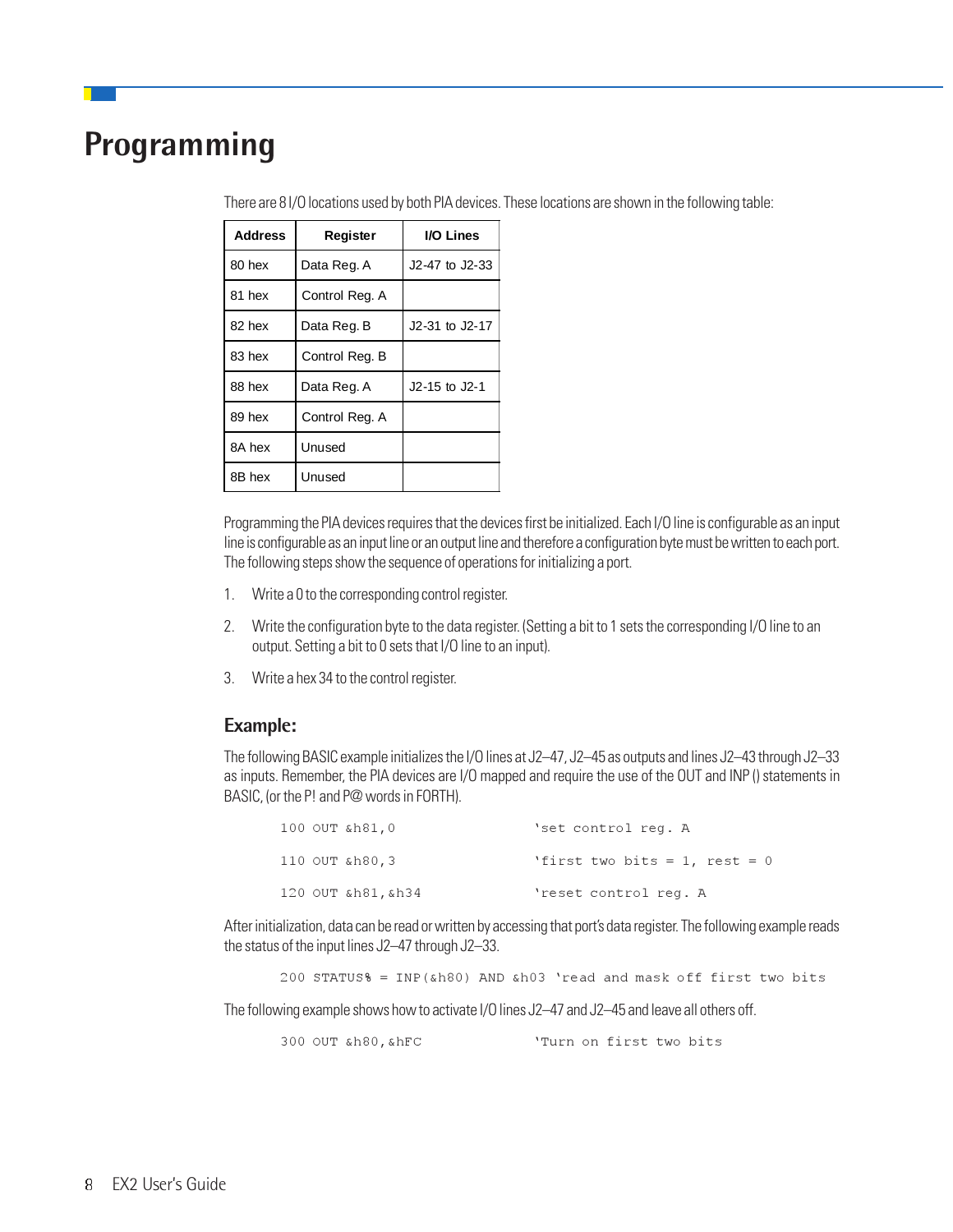# Programming

There are 8 I/O locations used by both PIA devices. These locations are shown in the following table:

| Address | Register | I/O Lines |
|---|---|---|
| 80 hex | Data Reg. A | J2-47 to J2-33 |
| 81 hex | Control Reg. A | |
| 82 hex | Data Reg. B | J2-31 to J2-17 |
| 83 hex | Control Reg. B | |
| 88 hex | Data Reg. A | J2-15 to J2-1 |
| 89 hex | Control Reg. A | |
| 8A hex | Unused | |
| 8B hex | Unused | |

Programming the PIA devices requires that the devices first be initialized. Each I/O line is configurable as an input line is configurable as an input line or an output line and therefore a configuration byte must be written to each port. The following steps show the sequence of operations for initializing a port.

1. Write a 0 to the corresponding control register.
2. Write the configuration byte to the data register. (Setting a bit to 1 sets the corresponding I/O line to an output. Setting a bit to 0 sets that I/O line to an input).
3. Write a hex 34 to the control register.

## Example:

The following BASIC example initializes the I/O lines at J2–47, J2–45 as outputs and lines J2–43 through J2–33 as inputs. Remember, the PIA devices are I/O mapped and require the use of the OUT and INP () statements in BASIC, (or the P! and P@ words in FORTH).

```
100 OUT &h81,0              'set control reg. A
110 OUT &h80,3              'first two bits = 1, rest = 0
120 OUT &h81,&h34           'reset control reg. A
```

After initialization, data can be read or written by accessing that port's data register. The following example reads the status of the input lines J2–47 through J2–33.

```
200 STATUS% = INP(&h80) AND &h03 'read and mask off first two bits
```

The following example shows how to activate I/O lines J2–47 and J2–45 and leave all others off.

```
300 OUT &h80,&hFC           'Turn on first two bits
```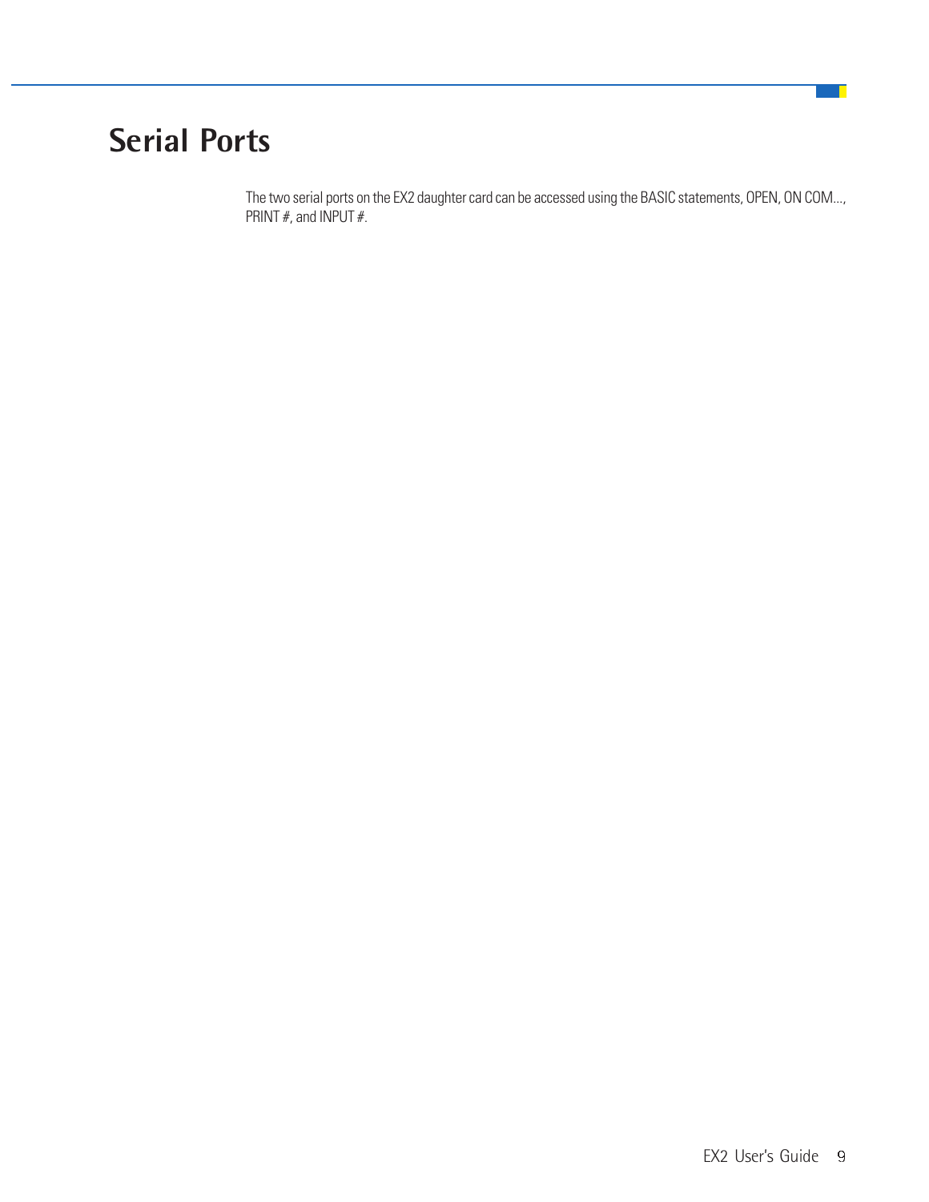# Serial Ports

The two serial ports on the EX2 daughter card can be accessed using the BASIC statements, OPEN, ON COM..., PRINT #, and INPUT #.